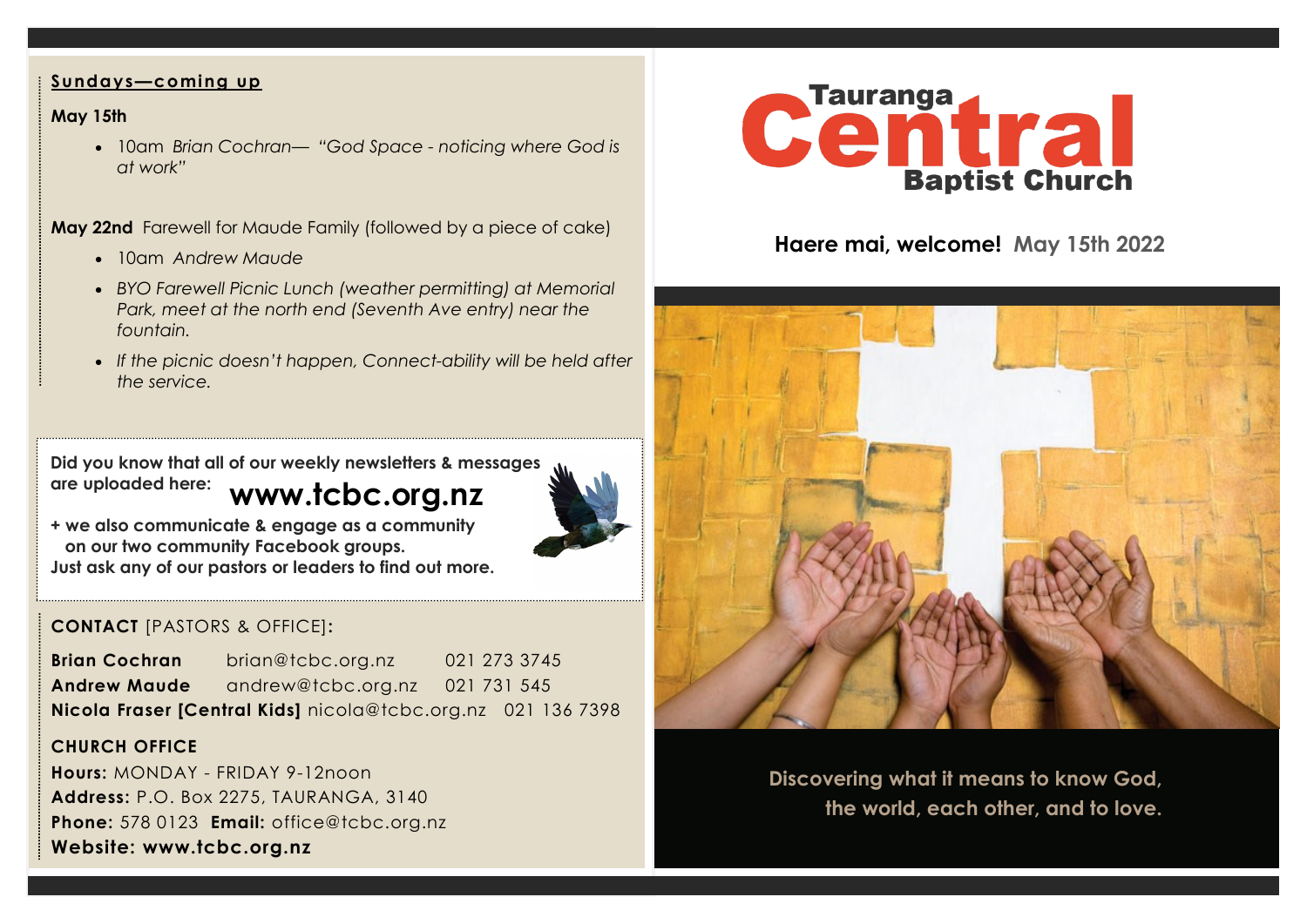# Tauranga Central Baptist Church

**Haere mai, welcome!** **May 15th 2022**

Discovering what it means to know God, the world, each other, and to love.

## Sundays—coming up

**May 15th**

- 10am *Brian Cochran— "God Space - noticing where God is at work"*

**May 22nd** Farewell for Maude Family (followed by a piece of cake)

- 10am *Andrew Maude*
- *BYO Farewell Picnic Lunch (weather permitting) at Memorial Park, meet at the north end (Seventh Ave entry) near the fountain.*
- *If the picnic doesn't happen, Connect-ability will be held after the service.*

**Did you know that all of our weekly newsletters & messages are uploaded here:** **www.tcbc.org.nz**

**+ we also communicate & engage as a community on our two community Facebook groups.**
**Just ask any of our pastors or leaders to find out more.**

## CONTACT [PASTORS & OFFICE]:

**Brian Cochran** brian@tcbc.org.nz 021 273 3745
**Andrew Maude** andrew@tcbc.org.nz 021 731 545
**Nicola Fraser [Central Kids]** nicola@tcbc.org.nz 021 136 7398

## CHURCH OFFICE

**Hours:** MONDAY - FRIDAY 9-12noon
**Address:** P.O. Box 2275, TAURANGA, 3140
**Phone:** 578 0123 **Email:** office@tcbc.org.nz
**Website: www.tcbc.org.nz**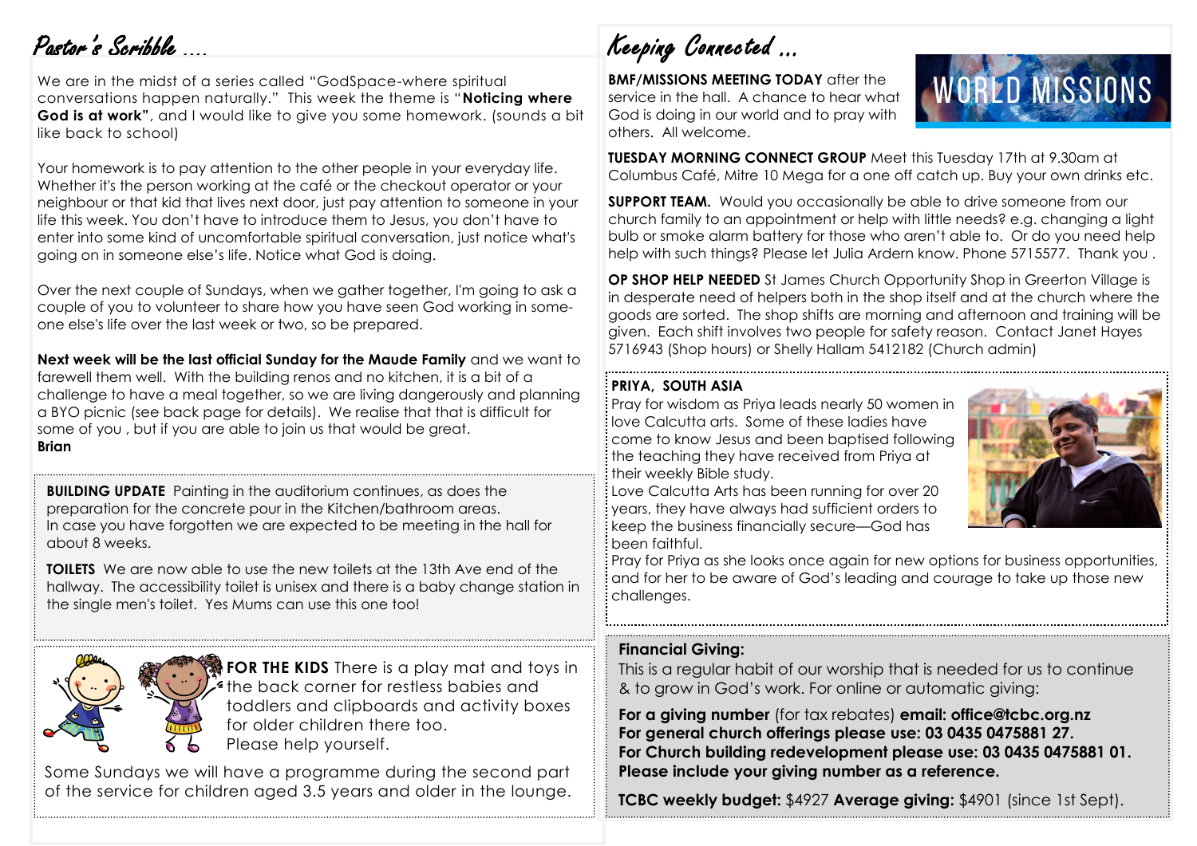## Pastor's Scribble ....

We are in the midst of a series called "GodSpace-where spiritual conversations happen naturally." This week the theme is "**Noticing where God is at work"**, and I would like to give you some homework. (sounds a bit like back to school)

Your homework is to pay attention to the other people in your everyday life. Whether it's the person working at the café or the checkout operator or your neighbour or that kid that lives next door, just pay attention to someone in your life this week. You don't have to introduce them to Jesus, you don't have to enter into some kind of uncomfortable spiritual conversation, just notice what's going on in someone else's life. Notice what God is doing.

Over the next couple of Sundays, when we gather together, I'm going to ask a couple of you to volunteer to share how you have seen God working in someone else's life over the last week or two, so be prepared.

**Next week will be the last official Sunday for the Maude Family** and we want to farewell them well. With the building renos and no kitchen, it is a bit of a challenge to have a meal together, so we are living dangerously and planning a BYO picnic (see back page for details). We realise that that is difficult for some of you , but if you are able to join us that would be great.

**Brian**

**BUILDING UPDATE** Painting in the auditorium continues, as does the preparation for the concrete pour in the Kitchen/bathroom areas.
In case you have forgotten we are expected to be meeting in the hall for about 8 weeks.

**TOILETS** We are now able to use the new toilets at the 13th Ave end of the hallway. The accessibility toilet is unisex and there is a baby change station in the single men's toilet. Yes Mums can use this one too!

**FOR THE KIDS** There is a play mat and toys in the back corner for restless babies and toddlers and clipboards and activity boxes for older children there too.
Please help yourself.

Some Sundays we will have a programme during the second part of the service for children aged 3.5 years and older in the lounge.

## Keeping Connected ...

**BMF/MISSIONS MEETING TODAY** after the service in the hall. A chance to hear what God is doing in our world and to pray with others. All welcome.

**TUESDAY MORNING CONNECT GROUP** Meet this Tuesday 17th at 9.30am at Columbus Café, Mitre 10 Mega for a one off catch up. Buy your own drinks etc.

**SUPPORT TEAM.** Would you occasionally be able to drive someone from our church family to an appointment or help with little needs? e.g. changing a light bulb or smoke alarm battery for those who aren't able to. Or do you need help help with such things? Please let Julia Ardern know. Phone 5715577. Thank you .

**OP SHOP HELP NEEDED** St James Church Opportunity Shop in Greerton Village is in desperate need of helpers both in the shop itself and at the church where the goods are sorted. The shop shifts are morning and afternoon and training will be given. Each shift involves two people for safety reason. Contact Janet Hayes 5716943 (Shop hours) or Shelly Hallam 5412182 (Church admin)

**PRIYA, SOUTH ASIA**

Pray for wisdom as Priya leads nearly 50 women in love Calcutta arts. Some of these ladies have come to know Jesus and been baptised following the teaching they have received from Priya at their weekly Bible study.

Love Calcutta Arts has been running for over 20 years, they have always had sufficient orders to keep the business financially secure—God has been faithful.

Pray for Priya as she looks once again for new options for business opportunities, and for her to be aware of God's leading and courage to take up those new challenges.

**Financial Giving:**

This is a regular habit of our worship that is needed for us to continue & to grow in God's work. For online or automatic giving:

**For a giving number** (for tax rebates) **email: office@tcbc.org.nz**
**For general church offerings please use: 03 0435 0475881 27.**
**For Church building redevelopment please use: 03 0435 0475881 01.**
**Please include your giving number as a reference.**

**TCBC weekly budget:** $4927 **Average giving:** $4901 (since 1st Sept).